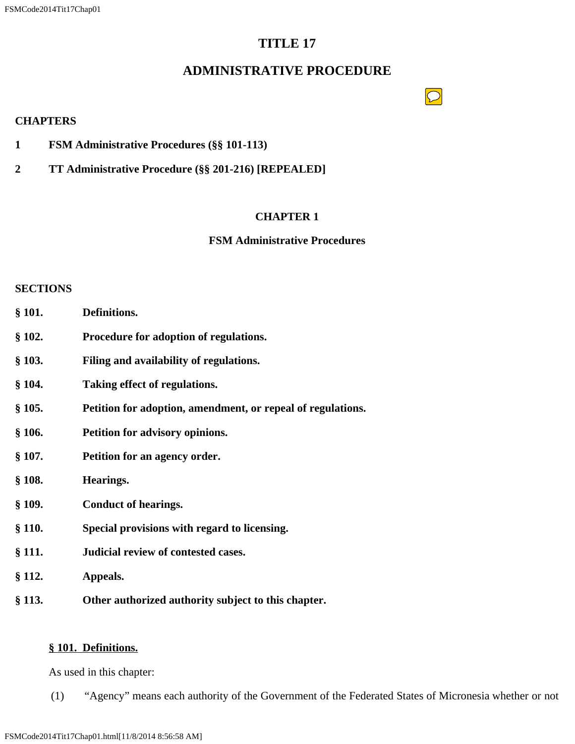# TITLE 17

# ADMINISTRATIVE PROCEDURE

**CHAPTERS**

**1 FSM Administrative Procedures (§§ 101-113)**

**2 TT Administrative Procedure (§§ 201-216) [REPEALED]**

## CHAPTER 1

## FSM Administrative Procedures

**SECTIONS**

**§ 101. Definitions.**

**§ 102. Procedure for adoption of regulations.**

**§ 103. Filing and availability of regulations.**

**§ 104. Taking effect of regulations.**

**§ 105. Petition for adoption, amendment, or repeal of regulations.**

**§ 106. Petition for advisory opinions.**

**§ 107. Petition for an agency order.**

**§ 108. Hearings.**

**§ 109. Conduct of hearings.**

**§ 110. Special provisions with regard to licensing.**

**§ 111. Judicial review of contested cases.**

**§ 112. Appeals.**

**§ 113. Other authorized authority subject to this chapter.**

**§ 101. Definitions.**

As used in this chapter:

(1) "Agency" means each authority of the Government of the Federated States of Micronesia whether or not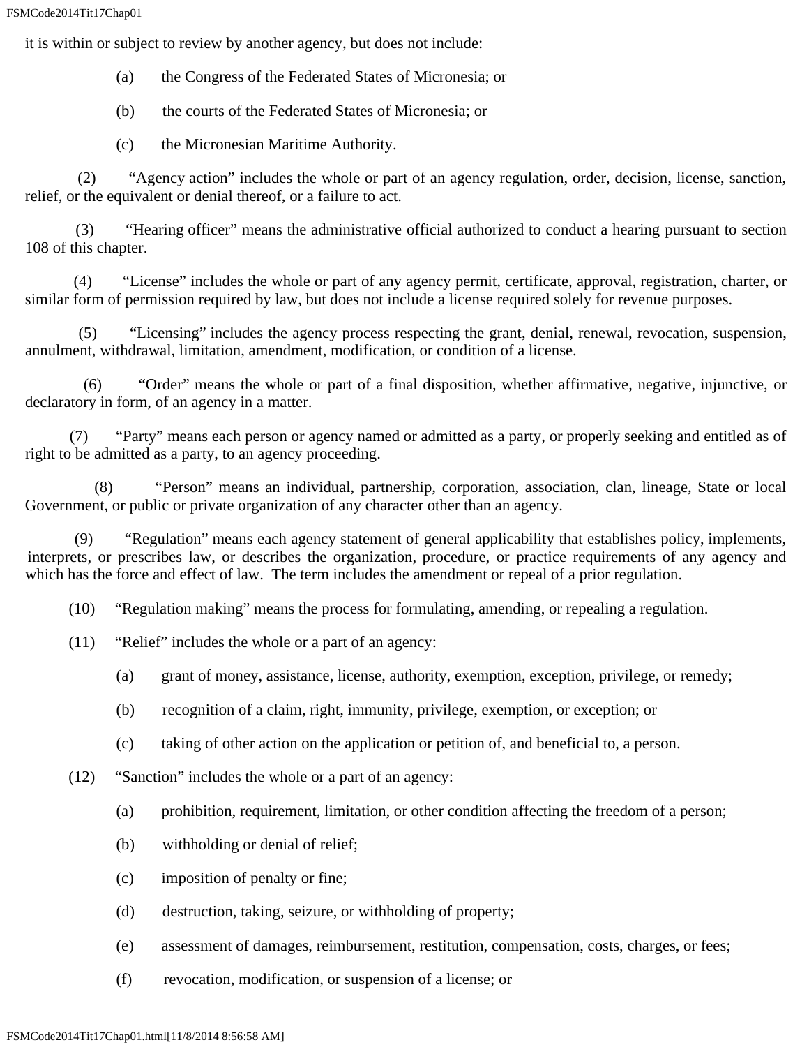it is within or subject to review by another agency, but does not include:

(a) the Congress of the Federated States of Micronesia; or

(b) the courts of the Federated States of Micronesia; or

(c) the Micronesian Maritime Authority.

(2) "Agency action" includes the whole or part of an agency regulation, order, decision, license, sanction, relief, or the equivalent or denial thereof, or a failure to act.

(3) "Hearing officer" means the administrative official authorized to conduct a hearing pursuant to section 108 of this chapter.

(4) "License" includes the whole or part of any agency permit, certificate, approval, registration, charter, or similar form of permission required by law, but does not include a license required solely for revenue purposes.

(5) "Licensing" includes the agency process respecting the grant, denial, renewal, revocation, suspension, annulment, withdrawal, limitation, amendment, modification, or condition of a license.

(6) "Order" means the whole or part of a final disposition, whether affirmative, negative, injunctive, or declaratory in form, of an agency in a matter.

(7) "Party" means each person or agency named or admitted as a party, or properly seeking and entitled as of right to be admitted as a party, to an agency proceeding.

(8) "Person" means an individual, partnership, corporation, association, clan, lineage, State or local Government, or public or private organization of any character other than an agency.

(9) "Regulation" means each agency statement of general applicability that establishes policy, implements, interprets, or prescribes law, or describes the organization, procedure, or practice requirements of any agency and which has the force and effect of law. The term includes the amendment or repeal of a prior regulation.

(10) "Regulation making" means the process for formulating, amending, or repealing a regulation.

(11) "Relief" includes the whole or a part of an agency:

(a) grant of money, assistance, license, authority, exemption, exception, privilege, or remedy;

(b) recognition of a claim, right, immunity, privilege, exemption, or exception; or

(c) taking of other action on the application or petition of, and beneficial to, a person.

(12) "Sanction" includes the whole or a part of an agency:

(a) prohibition, requirement, limitation, or other condition affecting the freedom of a person;

(b) withholding or denial of relief;

(c) imposition of penalty or fine;

(d) destruction, taking, seizure, or withholding of property;

(e) assessment of damages, reimbursement, restitution, compensation, costs, charges, or fees;

(f) revocation, modification, or suspension of a license; or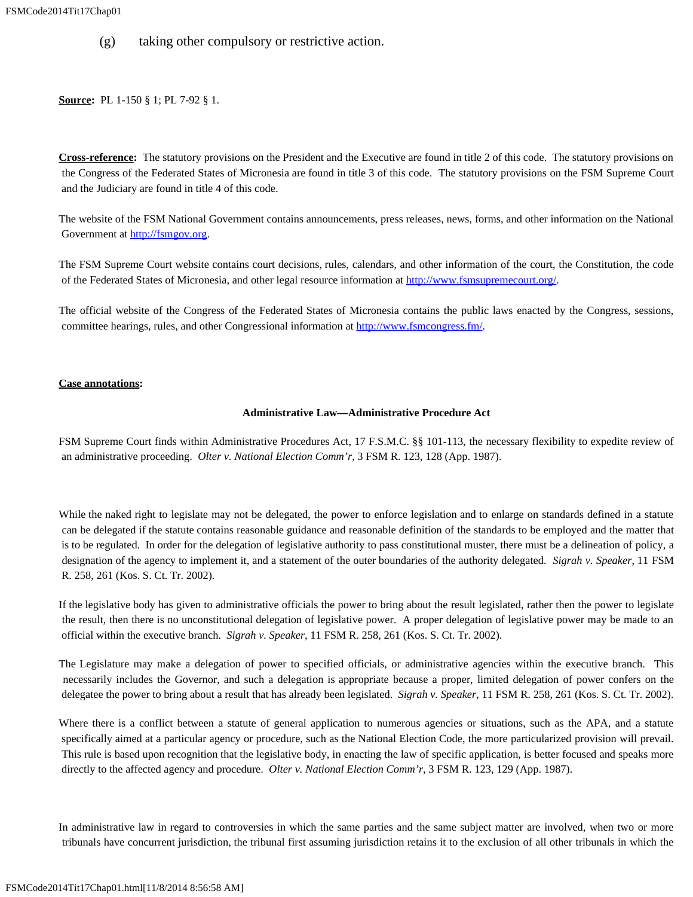(g) taking other compulsory or restrictive action.

**Source:** PL 1-150 § 1; PL 7-92 § 1.

**Cross-reference:** The statutory provisions on the President and the Executive are found in title 2 of this code. The statutory provisions on the Congress of the Federated States of Micronesia are found in title 3 of this code. The statutory provisions on the FSM Supreme Court and the Judiciary are found in title 4 of this code.

The website of the FSM National Government contains announcements, press releases, news, forms, and other information on the National Government at http://fsmgov.org.

The FSM Supreme Court website contains court decisions, rules, calendars, and other information of the court, the Constitution, the code of the Federated States of Micronesia, and other legal resource information at http://www.fsmsupremecourt.org/.

The official website of the Congress of the Federated States of Micronesia contains the public laws enacted by the Congress, sessions, committee hearings, rules, and other Congressional information at http://www.fsmcongress.fm/.

**Case annotations:**

**Administrative Law—Administrative Procedure Act**

FSM Supreme Court finds within Administrative Procedures Act, 17 F.S.M.C. §§ 101-113, the necessary flexibility to expedite review of an administrative proceeding. *Olter v. National Election Comm'r*, 3 FSM R. 123, 128 (App. 1987).

While the naked right to legislate may not be delegated, the power to enforce legislation and to enlarge on standards defined in a statute can be delegated if the statute contains reasonable guidance and reasonable definition of the standards to be employed and the matter that is to be regulated. In order for the delegation of legislative authority to pass constitutional muster, there must be a delineation of policy, a designation of the agency to implement it, and a statement of the outer boundaries of the authority delegated. *Sigrah v. Speaker*, 11 FSM R. 258, 261 (Kos. S. Ct. Tr. 2002).

If the legislative body has given to administrative officials the power to bring about the result legislated, rather then the power to legislate the result, then there is no unconstitutional delegation of legislative power. A proper delegation of legislative power may be made to an official within the executive branch. *Sigrah v. Speaker*, 11 FSM R. 258, 261 (Kos. S. Ct. Tr. 2002).

The Legislature may make a delegation of power to specified officials, or administrative agencies within the executive branch. This necessarily includes the Governor, and such a delegation is appropriate because a proper, limited delegation of power confers on the delegatee the power to bring about a result that has already been legislated. *Sigrah v. Speaker*, 11 FSM R. 258, 261 (Kos. S. Ct. Tr. 2002).

Where there is a conflict between a statute of general application to numerous agencies or situations, such as the APA, and a statute specifically aimed at a particular agency or procedure, such as the National Election Code, the more particularized provision will prevail. This rule is based upon recognition that the legislative body, in enacting the law of specific application, is better focused and speaks more directly to the affected agency and procedure. *Olter v. National Election Comm'r*, 3 FSM R. 123, 129 (App. 1987).

In administrative law in regard to controversies in which the same parties and the same subject matter are involved, when two or more tribunals have concurrent jurisdiction, the tribunal first assuming jurisdiction retains it to the exclusion of all other tribunals in which the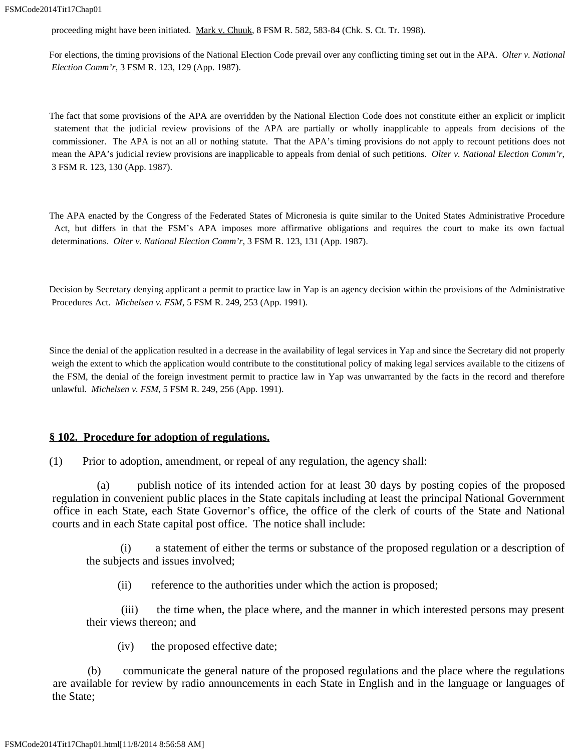proceeding might have been initiated.  Mark v. Chuuk, 8 FSM R. 582, 583-84 (Chk. S. Ct. Tr. 1998).

For elections, the timing provisions of the National Election Code prevail over any conflicting timing set out in the APA.  *Olter v. National Election Comm'r*, 3 FSM R. 123, 129 (App. 1987).

The fact that some provisions of the APA are overridden by the National Election Code does not constitute either an explicit or implicit statement that the judicial review provisions of the APA are partially or wholly inapplicable to appeals from decisions of the commissioner.  The APA is not an all or nothing statute.  That the APA's timing provisions do not apply to recount petitions does not mean the APA's judicial review provisions are inapplicable to appeals from denial of such petitions.  *Olter v. National Election Comm'r*, 3 FSM R. 123, 130 (App. 1987).

The APA enacted by the Congress of the Federated States of Micronesia is quite similar to the United States Administrative Procedure Act, but differs in that the FSM's APA imposes more affirmative obligations and requires the court to make its own factual determinations.  *Olter v. National Election Comm'r*, 3 FSM R. 123, 131 (App. 1987).

Decision by Secretary denying applicant a permit to practice law in Yap is an agency decision within the provisions of the Administrative Procedures Act.  *Michelsen v. FSM*, 5 FSM R. 249, 253 (App. 1991).

Since the denial of the application resulted in a decrease in the availability of legal services in Yap and since the Secretary did not properly weigh the extent to which the application would contribute to the constitutional policy of making legal services available to the citizens of the FSM, the denial of the foreign investment permit to practice law in Yap was unwarranted by the facts in the record and therefore unlawful.  *Michelsen v. FSM*, 5 FSM R. 249, 256 (App. 1991).

**§ 102.  Procedure for adoption of regulations.**

(1)  Prior to adoption, amendment, or repeal of any regulation, the agency shall:

(a)  publish notice of its intended action for at least 30 days by posting copies of the proposed regulation in convenient public places in the State capitals including at least the principal National Government office in each State, each State Governor's office, the office of the clerk of courts of the State and National courts and in each State capital post office.  The notice shall include:

(i)  a statement of either the terms or substance of the proposed regulation or a description of the subjects and issues involved;

(ii)  reference to the authorities under which the action is proposed;

(iii)  the time when, the place where, and the manner in which interested persons may present their views thereon; and

(iv)  the proposed effective date;

(b)  communicate the general nature of the proposed regulations and the place where the regulations are available for review by radio announcements in each State in English and in the language or languages of the State;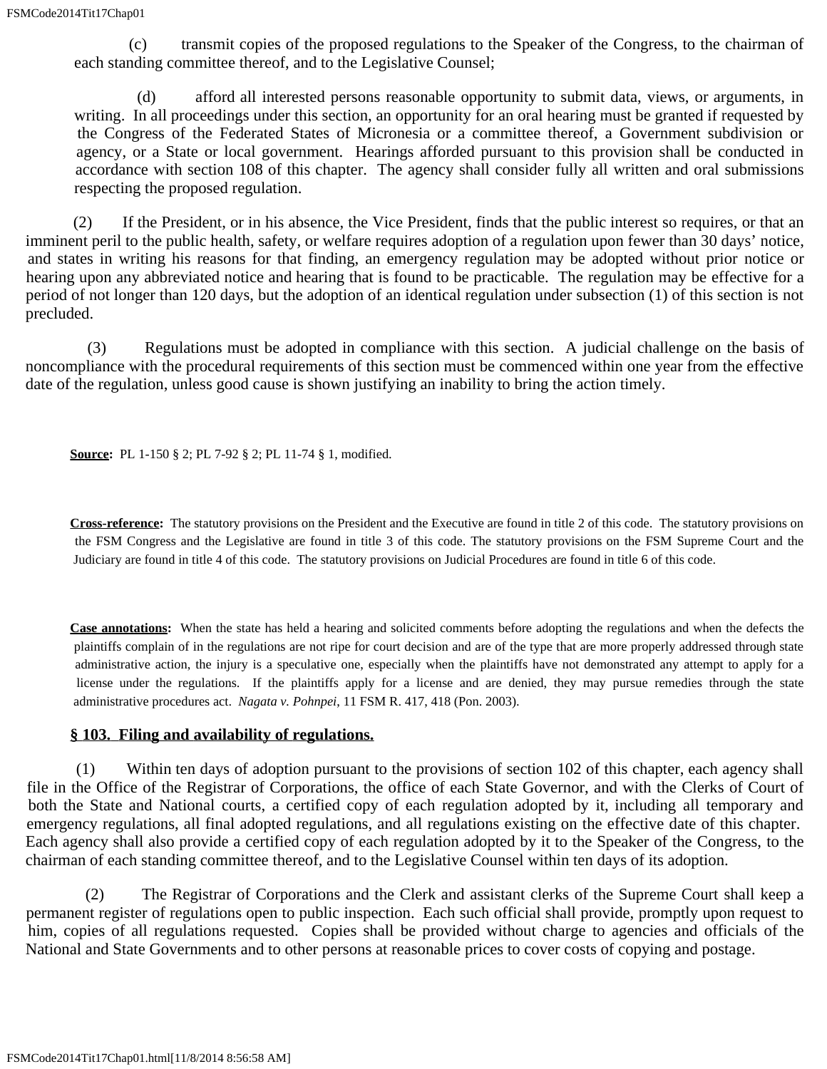(c) transmit copies of the proposed regulations to the Speaker of the Congress, to the chairman of each standing committee thereof, and to the Legislative Counsel;

(d) afford all interested persons reasonable opportunity to submit data, views, or arguments, in writing. In all proceedings under this section, an opportunity for an oral hearing must be granted if requested by the Congress of the Federated States of Micronesia or a committee thereof, a Government subdivision or agency, or a State or local government. Hearings afforded pursuant to this provision shall be conducted in accordance with section 108 of this chapter. The agency shall consider fully all written and oral submissions respecting the proposed regulation.

(2) If the President, or in his absence, the Vice President, finds that the public interest so requires, or that an imminent peril to the public health, safety, or welfare requires adoption of a regulation upon fewer than 30 days' notice, and states in writing his reasons for that finding, an emergency regulation may be adopted without prior notice or hearing upon any abbreviated notice and hearing that is found to be practicable. The regulation may be effective for a period of not longer than 120 days, but the adoption of an identical regulation under subsection (1) of this section is not precluded.

(3) Regulations must be adopted in compliance with this section. A judicial challenge on the basis of noncompliance with the procedural requirements of this section must be commenced within one year from the effective date of the regulation, unless good cause is shown justifying an inability to bring the action timely.

**Source:** PL 1-150 § 2; PL 7-92 § 2; PL 11-74 § 1, modified.

**Cross-reference:** The statutory provisions on the President and the Executive are found in title 2 of this code. The statutory provisions on the FSM Congress and the Legislative are found in title 3 of this code. The statutory provisions on the FSM Supreme Court and the Judiciary are found in title 4 of this code. The statutory provisions on Judicial Procedures are found in title 6 of this code.

**Case annotations:** When the state has held a hearing and solicited comments before adopting the regulations and when the defects the plaintiffs complain of in the regulations are not ripe for court decision and are of the type that are more properly addressed through state administrative action, the injury is a speculative one, especially when the plaintiffs have not demonstrated any attempt to apply for a license under the regulations. If the plaintiffs apply for a license and are denied, they may pursue remedies through the state administrative procedures act. *Nagata v. Pohnpei*, 11 FSM R. 417, 418 (Pon. 2003).

## § 103. Filing and availability of regulations.

(1) Within ten days of adoption pursuant to the provisions of section 102 of this chapter, each agency shall file in the Office of the Registrar of Corporations, the office of each State Governor, and with the Clerks of Court of both the State and National courts, a certified copy of each regulation adopted by it, including all temporary and emergency regulations, all final adopted regulations, and all regulations existing on the effective date of this chapter. Each agency shall also provide a certified copy of each regulation adopted by it to the Speaker of the Congress, to the chairman of each standing committee thereof, and to the Legislative Counsel within ten days of its adoption.

(2) The Registrar of Corporations and the Clerk and assistant clerks of the Supreme Court shall keep a permanent register of regulations open to public inspection. Each such official shall provide, promptly upon request to him, copies of all regulations requested. Copies shall be provided without charge to agencies and officials of the National and State Governments and to other persons at reasonable prices to cover costs of copying and postage.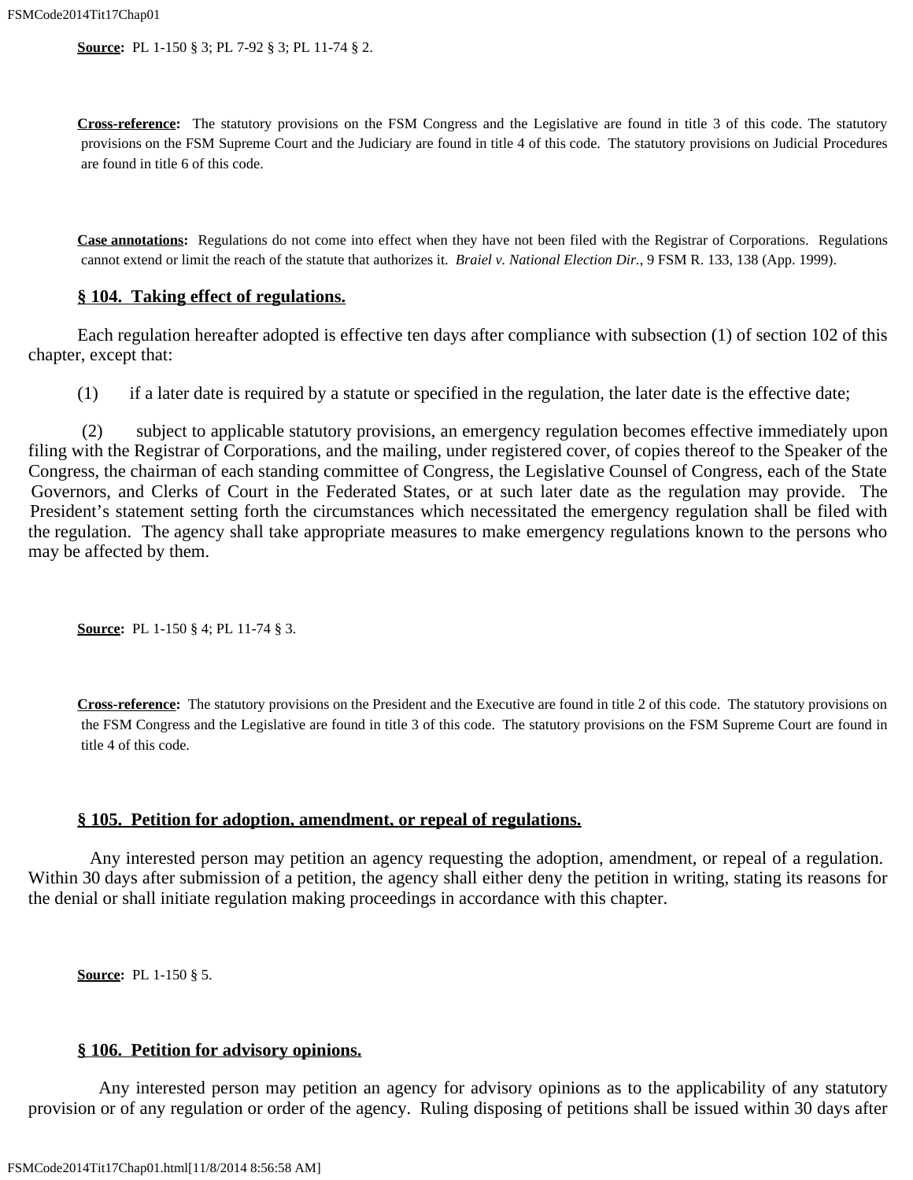**Source:** PL 1-150 § 3; PL 7-92 § 3; PL 11-74 § 2.

**Cross-reference:** The statutory provisions on the FSM Congress and the Legislative are found in title 3 of this code. The statutory provisions on the FSM Supreme Court and the Judiciary are found in title 4 of this code. The statutory provisions on Judicial Procedures are found in title 6 of this code.

**Case annotations:** Regulations do not come into effect when they have not been filed with the Registrar of Corporations. Regulations cannot extend or limit the reach of the statute that authorizes it. *Braiel v. National Election Dir.*, 9 FSM R. 133, 138 (App. 1999).

## § 104. Taking effect of regulations.

Each regulation hereafter adopted is effective ten days after compliance with subsection (1) of section 102 of this chapter, except that:

(1) if a later date is required by a statute or specified in the regulation, the later date is the effective date;

(2) subject to applicable statutory provisions, an emergency regulation becomes effective immediately upon filing with the Registrar of Corporations, and the mailing, under registered cover, of copies thereof to the Speaker of the Congress, the chairman of each standing committee of Congress, the Legislative Counsel of Congress, each of the State Governors, and Clerks of Court in the Federated States, or at such later date as the regulation may provide. The President's statement setting forth the circumstances which necessitated the emergency regulation shall be filed with the regulation. The agency shall take appropriate measures to make emergency regulations known to the persons who may be affected by them.

**Source:** PL 1-150 § 4; PL 11-74 § 3.

**Cross-reference:** The statutory provisions on the President and the Executive are found in title 2 of this code. The statutory provisions on the FSM Congress and the Legislative are found in title 3 of this code. The statutory provisions on the FSM Supreme Court are found in title 4 of this code.

## § 105. Petition for adoption, amendment, or repeal of regulations.

Any interested person may petition an agency requesting the adoption, amendment, or repeal of a regulation. Within 30 days after submission of a petition, the agency shall either deny the petition in writing, stating its reasons for the denial or shall initiate regulation making proceedings in accordance with this chapter.

**Source:** PL 1-150 § 5.

## § 106. Petition for advisory opinions.

Any interested person may petition an agency for advisory opinions as to the applicability of any statutory provision or of any regulation or order of the agency. Ruling disposing of petitions shall be issued within 30 days after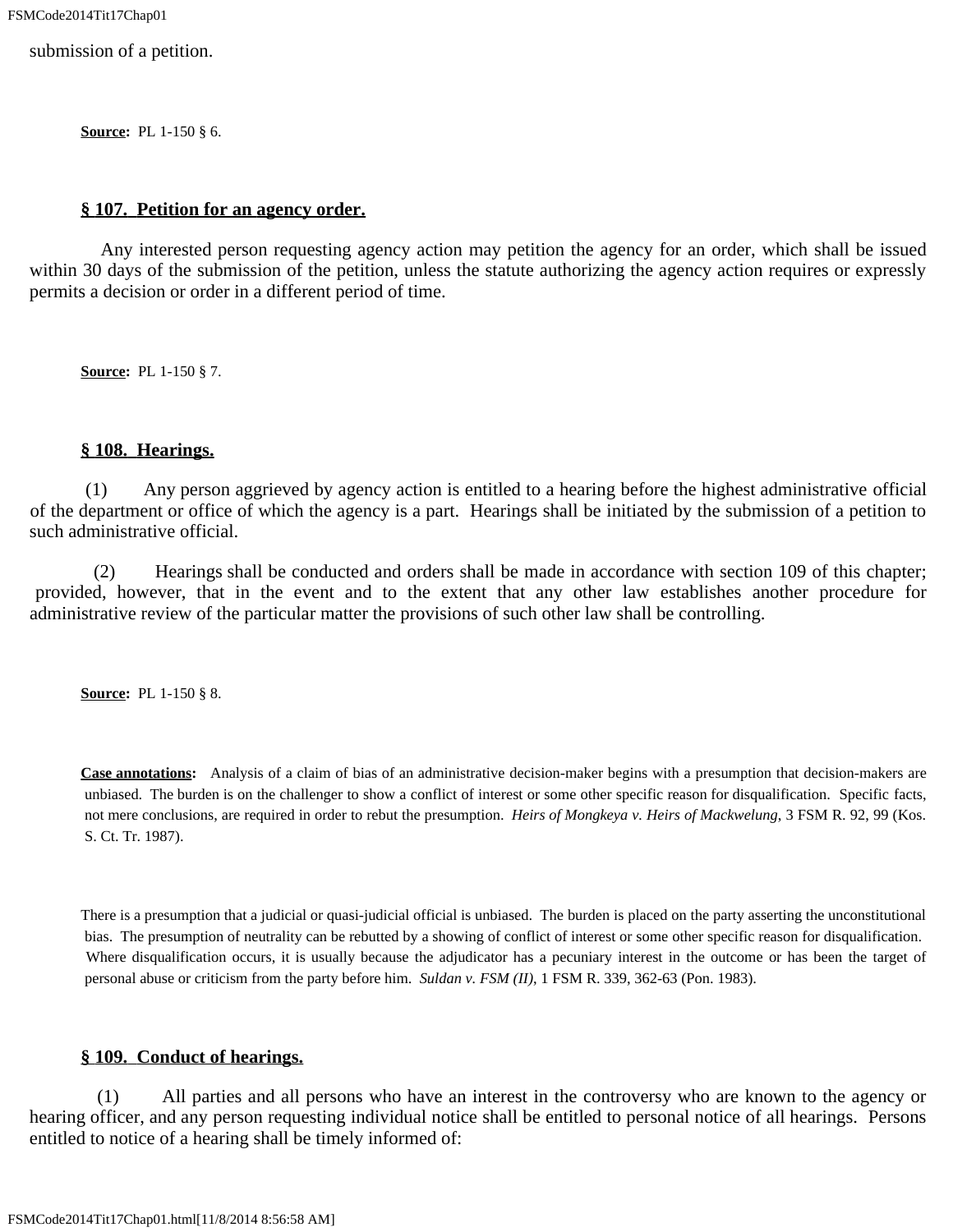submission of a petition.

**Source:** PL 1-150 § 6.

## § 107. Petition for an agency order.

Any interested person requesting agency action may petition the agency for an order, which shall be issued within 30 days of the submission of the petition, unless the statute authorizing the agency action requires or expressly permits a decision or order in a different period of time.

**Source:** PL 1-150 § 7.

## § 108. Hearings.

(1) Any person aggrieved by agency action is entitled to a hearing before the highest administrative official of the department or office of which the agency is a part. Hearings shall be initiated by the submission of a petition to such administrative official.

(2) Hearings shall be conducted and orders shall be made in accordance with section 109 of this chapter; provided, however, that in the event and to the extent that any other law establishes another procedure for administrative review of the particular matter the provisions of such other law shall be controlling.

**Source:** PL 1-150 § 8.

**Case annotations:** Analysis of a claim of bias of an administrative decision-maker begins with a presumption that decision-makers are unbiased. The burden is on the challenger to show a conflict of interest or some other specific reason for disqualification. Specific facts, not mere conclusions, are required in order to rebut the presumption. *Heirs of Mongkeya v. Heirs of Mackwelung*, 3 FSM R. 92, 99 (Kos. S. Ct. Tr. 1987).

There is a presumption that a judicial or quasi-judicial official is unbiased. The burden is placed on the party asserting the unconstitutional bias. The presumption of neutrality can be rebutted by a showing of conflict of interest or some other specific reason for disqualification. Where disqualification occurs, it is usually because the adjudicator has a pecuniary interest in the outcome or has been the target of personal abuse or criticism from the party before him. *Suldan v. FSM (II)*, 1 FSM R. 339, 362-63 (Pon. 1983).

## § 109. Conduct of hearings.

(1) All parties and all persons who have an interest in the controversy who are known to the agency or hearing officer, and any person requesting individual notice shall be entitled to personal notice of all hearings. Persons entitled to notice of a hearing shall be timely informed of: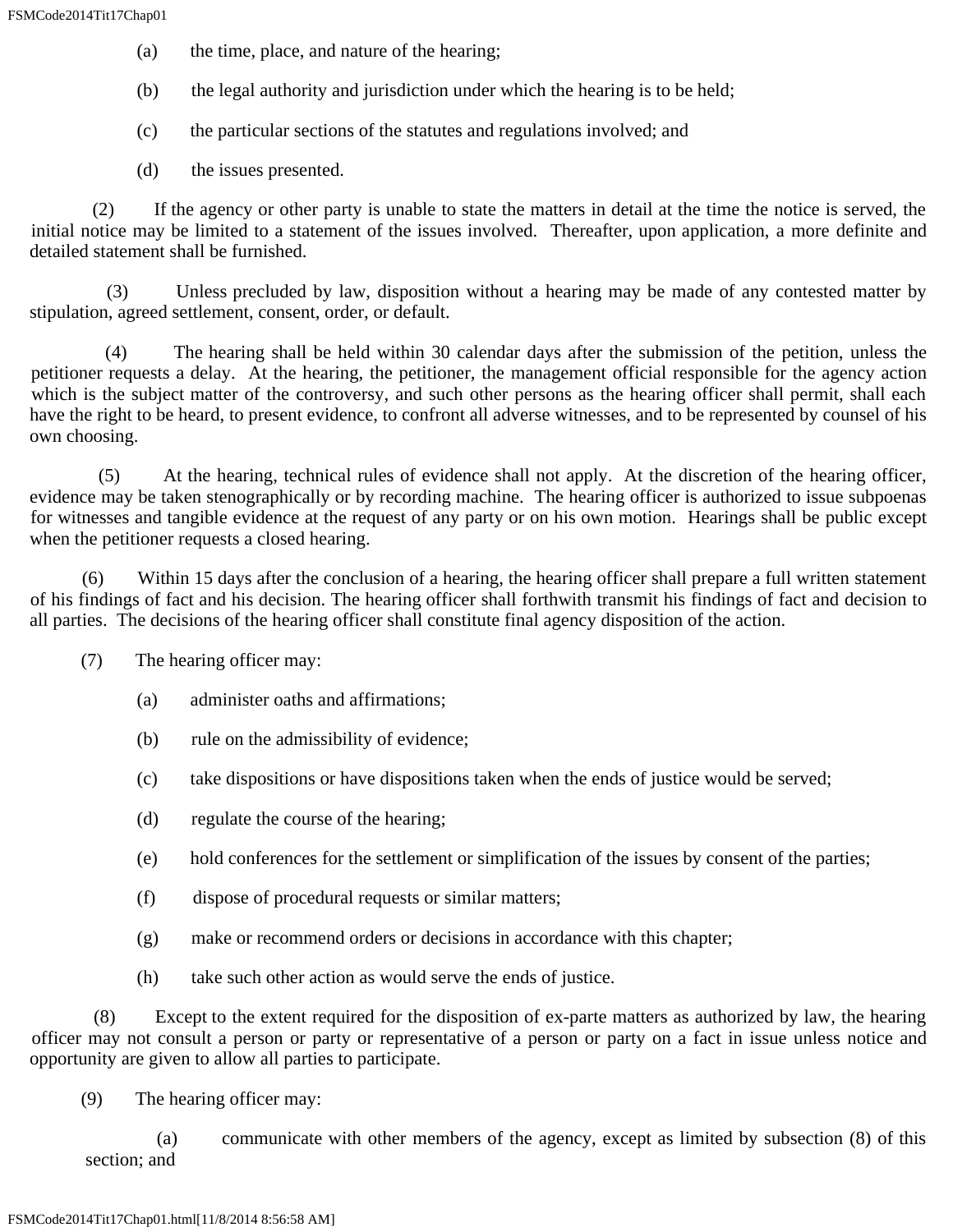(a) the time, place, and nature of the hearing;

(b) the legal authority and jurisdiction under which the hearing is to be held;

(c) the particular sections of the statutes and regulations involved; and

(d) the issues presented.

(2) If the agency or other party is unable to state the matters in detail at the time the notice is served, the initial notice may be limited to a statement of the issues involved. Thereafter, upon application, a more definite and detailed statement shall be furnished.

(3) Unless precluded by law, disposition without a hearing may be made of any contested matter by stipulation, agreed settlement, consent, order, or default.

(4) The hearing shall be held within 30 calendar days after the submission of the petition, unless the petitioner requests a delay. At the hearing, the petitioner, the management official responsible for the agency action which is the subject matter of the controversy, and such other persons as the hearing officer shall permit, shall each have the right to be heard, to present evidence, to confront all adverse witnesses, and to be represented by counsel of his own choosing.

(5) At the hearing, technical rules of evidence shall not apply. At the discretion of the hearing officer, evidence may be taken stenographically or by recording machine. The hearing officer is authorized to issue subpoenas for witnesses and tangible evidence at the request of any party or on his own motion. Hearings shall be public except when the petitioner requests a closed hearing.

(6) Within 15 days after the conclusion of a hearing, the hearing officer shall prepare a full written statement of his findings of fact and his decision. The hearing officer shall forthwith transmit his findings of fact and decision to all parties. The decisions of the hearing officer shall constitute final agency disposition of the action.

(7) The hearing officer may:

(a) administer oaths and affirmations;

(b) rule on the admissibility of evidence;

(c) take dispositions or have dispositions taken when the ends of justice would be served;

(d) regulate the course of the hearing;

(e) hold conferences for the settlement or simplification of the issues by consent of the parties;

(f) dispose of procedural requests or similar matters;

(g) make or recommend orders or decisions in accordance with this chapter;

(h) take such other action as would serve the ends of justice.

(8) Except to the extent required for the disposition of ex-parte matters as authorized by law, the hearing officer may not consult a person or party or representative of a person or party on a fact in issue unless notice and opportunity are given to allow all parties to participate.

(9) The hearing officer may:

(a) communicate with other members of the agency, except as limited by subsection (8) of this section; and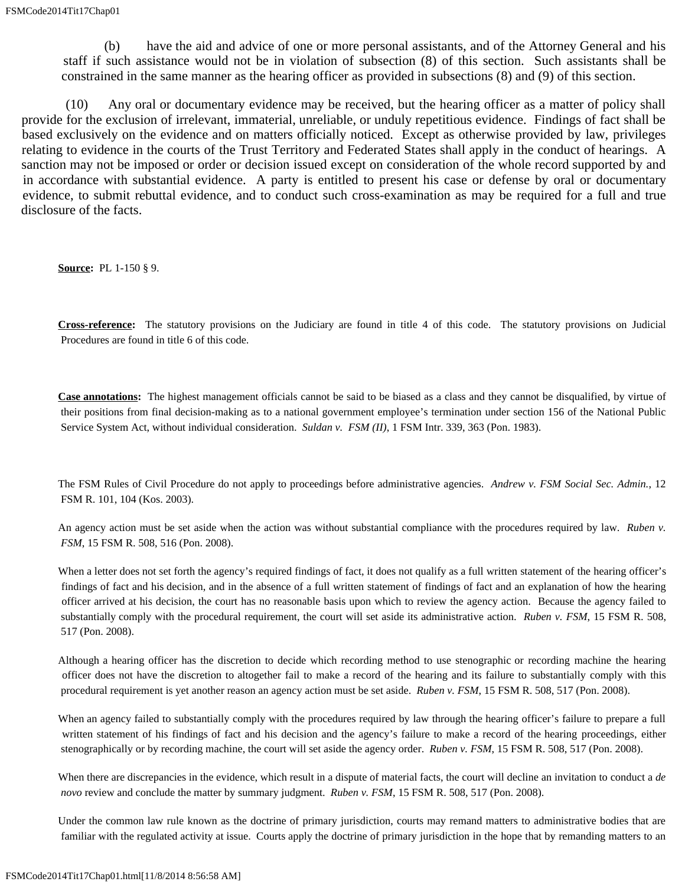(b) have the aid and advice of one or more personal assistants, and of the Attorney General and his staff if such assistance would not be in violation of subsection (8) of this section. Such assistants shall be constrained in the same manner as the hearing officer as provided in subsections (8) and (9) of this section.

(10) Any oral or documentary evidence may be received, but the hearing officer as a matter of policy shall provide for the exclusion of irrelevant, immaterial, unreliable, or unduly repetitious evidence. Findings of fact shall be based exclusively on the evidence and on matters officially noticed. Except as otherwise provided by law, privileges relating to evidence in the courts of the Trust Territory and Federated States shall apply in the conduct of hearings. A sanction may not be imposed or order or decision issued except on consideration of the whole record supported by and in accordance with substantial evidence. A party is entitled to present his case or defense by oral or documentary evidence, to submit rebuttal evidence, and to conduct such cross-examination as may be required for a full and true disclosure of the facts.

**Source:** PL 1-150 § 9.

**Cross-reference:** The statutory provisions on the Judiciary are found in title 4 of this code. The statutory provisions on Judicial Procedures are found in title 6 of this code.

**Case annotations:** The highest management officials cannot be said to be biased as a class and they cannot be disqualified, by virtue of their positions from final decision-making as to a national government employee's termination under section 156 of the National Public Service System Act, without individual consideration. *Suldan v. FSM (II)*, 1 FSM Intr. 339, 363 (Pon. 1983).

The FSM Rules of Civil Procedure do not apply to proceedings before administrative agencies. *Andrew v. FSM Social Sec. Admin.*, 12 FSM R. 101, 104 (Kos. 2003).

An agency action must be set aside when the action was without substantial compliance with the procedures required by law. *Ruben v. FSM*, 15 FSM R. 508, 516 (Pon. 2008).

When a letter does not set forth the agency's required findings of fact, it does not qualify as a full written statement of the hearing officer's findings of fact and his decision, and in the absence of a full written statement of findings of fact and an explanation of how the hearing officer arrived at his decision, the court has no reasonable basis upon which to review the agency action. Because the agency failed to substantially comply with the procedural requirement, the court will set aside its administrative action. *Ruben v. FSM*, 15 FSM R. 508, 517 (Pon. 2008).

Although a hearing officer has the discretion to decide which recording method to use stenographic or recording machine the hearing officer does not have the discretion to altogether fail to make a record of the hearing and its failure to substantially comply with this procedural requirement is yet another reason an agency action must be set aside. *Ruben v. FSM*, 15 FSM R. 508, 517 (Pon. 2008).

When an agency failed to substantially comply with the procedures required by law through the hearing officer's failure to prepare a full written statement of his findings of fact and his decision and the agency's failure to make a record of the hearing proceedings, either stenographically or by recording machine, the court will set aside the agency order. *Ruben v. FSM*, 15 FSM R. 508, 517 (Pon. 2008).

When there are discrepancies in the evidence, which result in a dispute of material facts, the court will decline an invitation to conduct a *de novo* review and conclude the matter by summary judgment. *Ruben v. FSM*, 15 FSM R. 508, 517 (Pon. 2008).

Under the common law rule known as the doctrine of primary jurisdiction, courts may remand matters to administrative bodies that are familiar with the regulated activity at issue. Courts apply the doctrine of primary jurisdiction in the hope that by remanding matters to an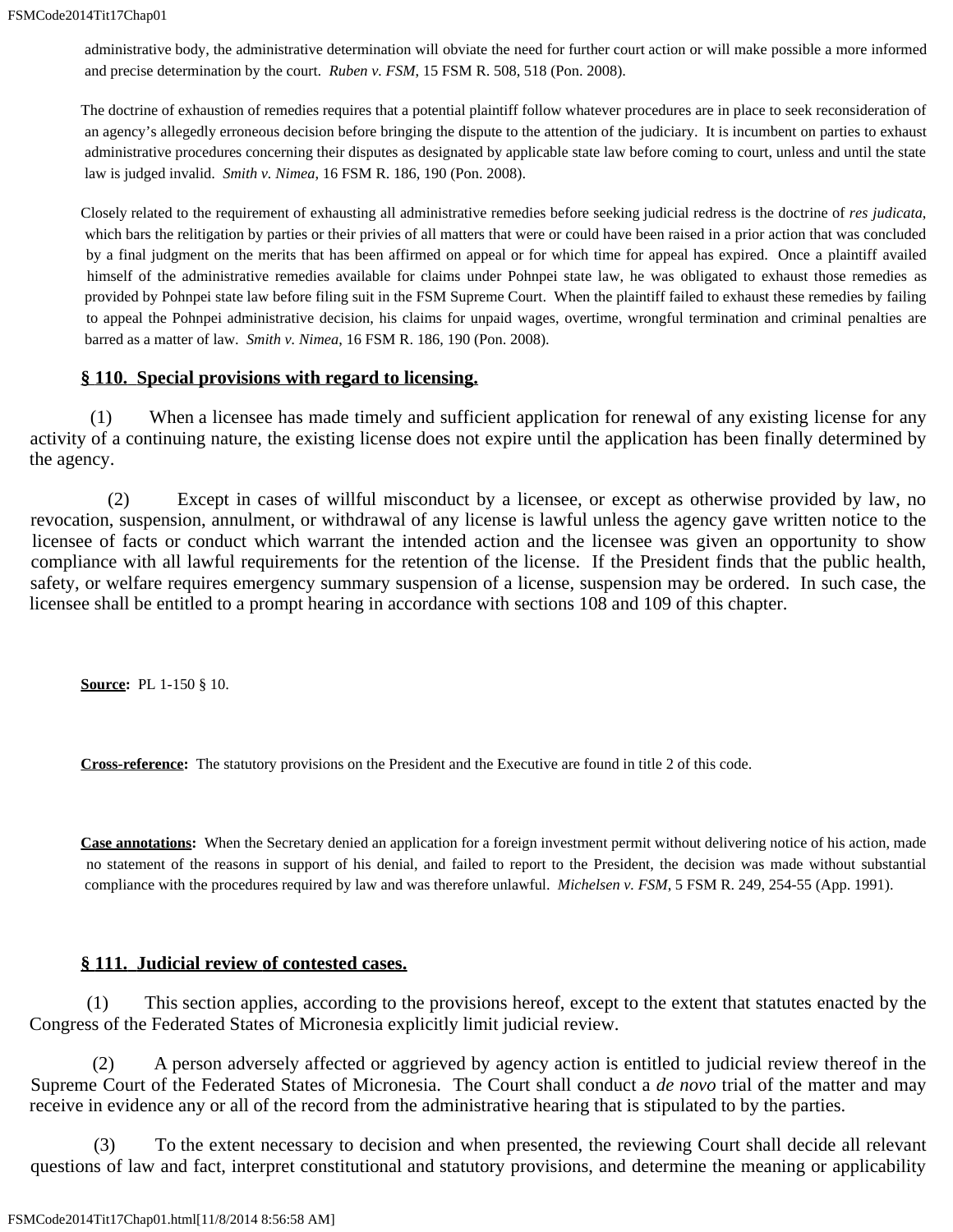administrative body, the administrative determination will obviate the need for further court action or will make possible a more informed and precise determination by the court. *Ruben v. FSM*, 15 FSM R. 508, 518 (Pon. 2008).

The doctrine of exhaustion of remedies requires that a potential plaintiff follow whatever procedures are in place to seek reconsideration of an agency's allegedly erroneous decision before bringing the dispute to the attention of the judiciary. It is incumbent on parties to exhaust administrative procedures concerning their disputes as designated by applicable state law before coming to court, unless and until the state law is judged invalid. *Smith v. Nimea*, 16 FSM R. 186, 190 (Pon. 2008).

Closely related to the requirement of exhausting all administrative remedies before seeking judicial redress is the doctrine of *res judicata*, which bars the relitigation by parties or their privies of all matters that were or could have been raised in a prior action that was concluded by a final judgment on the merits that has been affirmed on appeal or for which time for appeal has expired. Once a plaintiff availed himself of the administrative remedies available for claims under Pohnpei state law, he was obligated to exhaust those remedies as provided by Pohnpei state law before filing suit in the FSM Supreme Court. When the plaintiff failed to exhaust these remedies by failing to appeal the Pohnpei administrative decision, his claims for unpaid wages, overtime, wrongful termination and criminal penalties are barred as a matter of law. *Smith v. Nimea*, 16 FSM R. 186, 190 (Pon. 2008).

## § 110. Special provisions with regard to licensing.

(1) When a licensee has made timely and sufficient application for renewal of any existing license for any activity of a continuing nature, the existing license does not expire until the application has been finally determined by the agency.

(2) Except in cases of willful misconduct by a licensee, or except as otherwise provided by law, no revocation, suspension, annulment, or withdrawal of any license is lawful unless the agency gave written notice to the licensee of facts or conduct which warrant the intended action and the licensee was given an opportunity to show compliance with all lawful requirements for the retention of the license. If the President finds that the public health, safety, or welfare requires emergency summary suspension of a license, suspension may be ordered. In such case, the licensee shall be entitled to a prompt hearing in accordance with sections 108 and 109 of this chapter.

**Source:** PL 1-150 § 10.

**Cross-reference:** The statutory provisions on the President and the Executive are found in title 2 of this code.

**Case annotations:** When the Secretary denied an application for a foreign investment permit without delivering notice of his action, made no statement of the reasons in support of his denial, and failed to report to the President, the decision was made without substantial compliance with the procedures required by law and was therefore unlawful. *Michelsen v. FSM*, 5 FSM R. 249, 254-55 (App. 1991).

## § 111. Judicial review of contested cases.

(1) This section applies, according to the provisions hereof, except to the extent that statutes enacted by the Congress of the Federated States of Micronesia explicitly limit judicial review.

(2) A person adversely affected or aggrieved by agency action is entitled to judicial review thereof in the Supreme Court of the Federated States of Micronesia. The Court shall conduct a *de novo* trial of the matter and may receive in evidence any or all of the record from the administrative hearing that is stipulated to by the parties.

(3) To the extent necessary to decision and when presented, the reviewing Court shall decide all relevant questions of law and fact, interpret constitutional and statutory provisions, and determine the meaning or applicability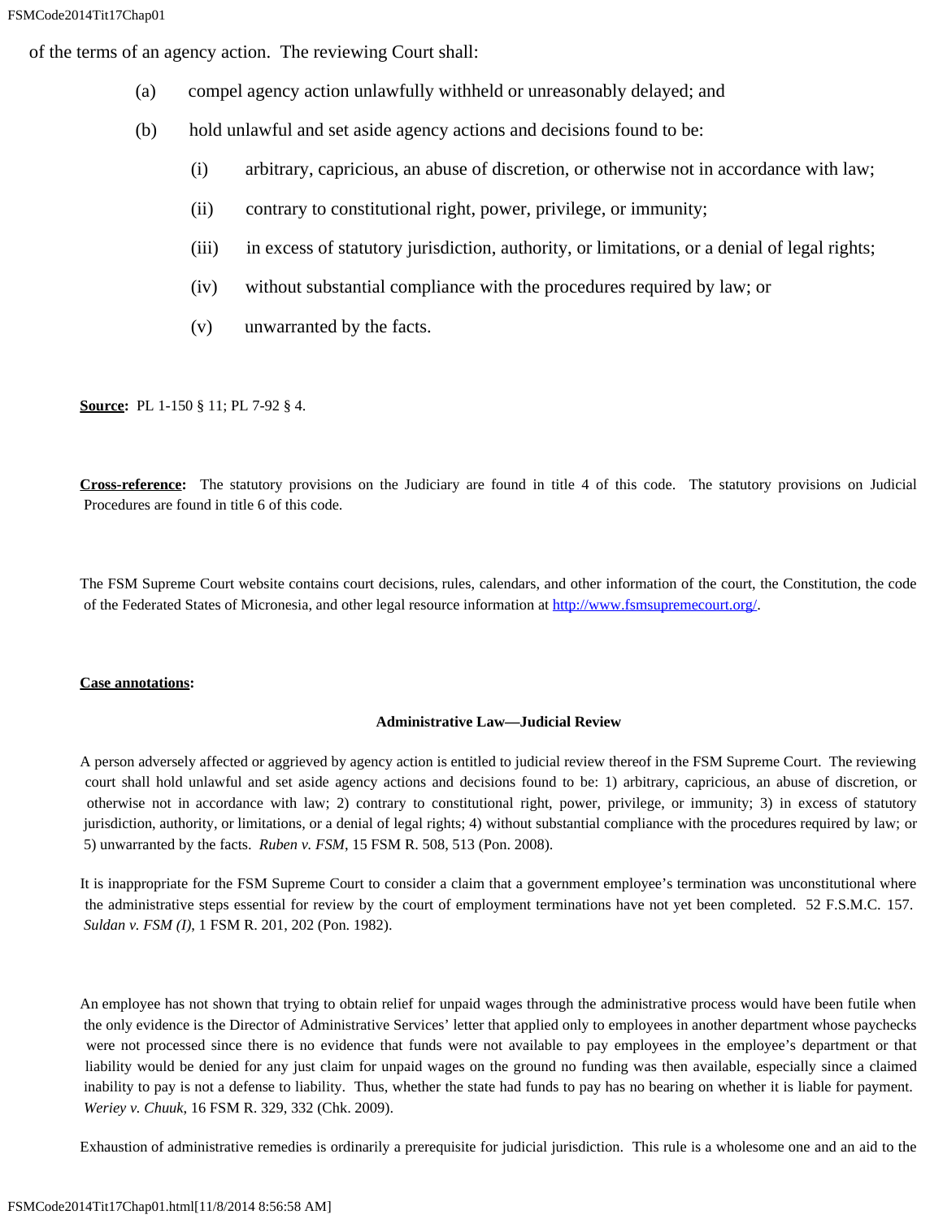of the terms of an agency action. The reviewing Court shall:

(a) compel agency action unlawfully withheld or unreasonably delayed; and

(b) hold unlawful and set aside agency actions and decisions found to be:

(i) arbitrary, capricious, an abuse of discretion, or otherwise not in accordance with law;

(ii) contrary to constitutional right, power, privilege, or immunity;

(iii) in excess of statutory jurisdiction, authority, or limitations, or a denial of legal rights;

(iv) without substantial compliance with the procedures required by law; or

(v) unwarranted by the facts.

**Source:** PL 1-150 § 11; PL 7-92 § 4.

**Cross-reference:** The statutory provisions on the Judiciary are found in title 4 of this code. The statutory provisions on Judicial Procedures are found in title 6 of this code.

The FSM Supreme Court website contains court decisions, rules, calendars, and other information of the court, the Constitution, the code of the Federated States of Micronesia, and other legal resource information at http://www.fsmsupremecourt.org/.

**Case annotations:**

**Administrative Law—Judicial Review**

A person adversely affected or aggrieved by agency action is entitled to judicial review thereof in the FSM Supreme Court. The reviewing court shall hold unlawful and set aside agency actions and decisions found to be: 1) arbitrary, capricious, an abuse of discretion, or otherwise not in accordance with law; 2) contrary to constitutional right, power, privilege, or immunity; 3) in excess of statutory jurisdiction, authority, or limitations, or a denial of legal rights; 4) without substantial compliance with the procedures required by law; or 5) unwarranted by the facts. *Ruben v. FSM*, 15 FSM R. 508, 513 (Pon. 2008).

It is inappropriate for the FSM Supreme Court to consider a claim that a government employee's termination was unconstitutional where the administrative steps essential for review by the court of employment terminations have not yet been completed. 52 F.S.M.C. 157. *Suldan v. FSM (I)*, 1 FSM R. 201, 202 (Pon. 1982).

An employee has not shown that trying to obtain relief for unpaid wages through the administrative process would have been futile when the only evidence is the Director of Administrative Services' letter that applied only to employees in another department whose paychecks were not processed since there is no evidence that funds were not available to pay employees in the employee's department or that liability would be denied for any just claim for unpaid wages on the ground no funding was then available, especially since a claimed inability to pay is not a defense to liability. Thus, whether the state had funds to pay has no bearing on whether it is liable for payment. *Weriey v. Chuuk*, 16 FSM R. 329, 332 (Chk. 2009).

Exhaustion of administrative remedies is ordinarily a prerequisite for judicial jurisdiction. This rule is a wholesome one and an aid to the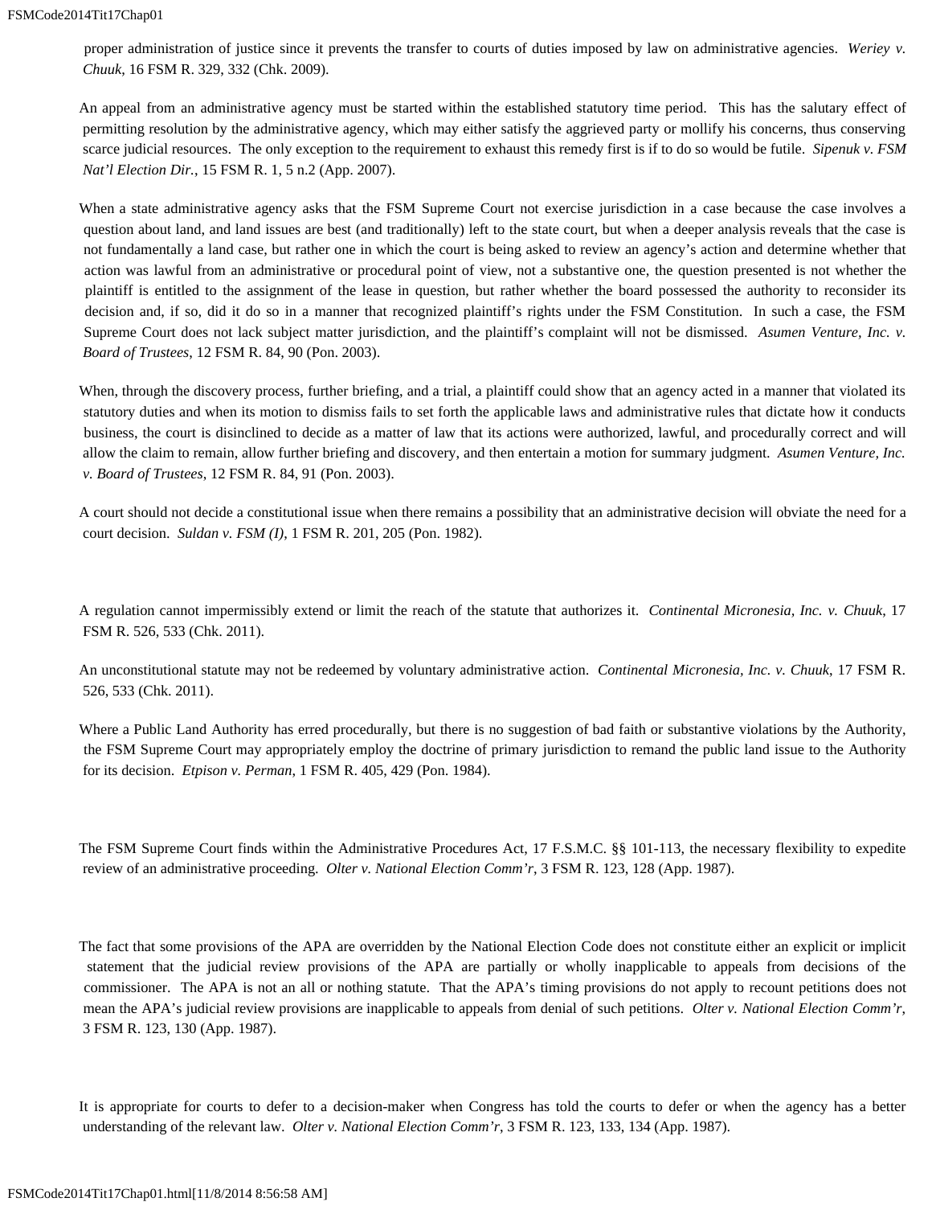proper administration of justice since it prevents the transfer to courts of duties imposed by law on administrative agencies. *Weriey v. Chuuk*, 16 FSM R. 329, 332 (Chk. 2009).

An appeal from an administrative agency must be started within the established statutory time period. This has the salutary effect of permitting resolution by the administrative agency, which may either satisfy the aggrieved party or mollify his concerns, thus conserving scarce judicial resources. The only exception to the requirement to exhaust this remedy first is if to do so would be futile. *Sipenuk v. FSM Nat'l Election Dir.*, 15 FSM R. 1, 5 n.2 (App. 2007).

When a state administrative agency asks that the FSM Supreme Court not exercise jurisdiction in a case because the case involves a question about land, and land issues are best (and traditionally) left to the state court, but when a deeper analysis reveals that the case is not fundamentally a land case, but rather one in which the court is being asked to review an agency's action and determine whether that action was lawful from an administrative or procedural point of view, not a substantive one, the question presented is not whether the plaintiff is entitled to the assignment of the lease in question, but rather whether the board possessed the authority to reconsider its decision and, if so, did it do so in a manner that recognized plaintiff's rights under the FSM Constitution. In such a case, the FSM Supreme Court does not lack subject matter jurisdiction, and the plaintiff's complaint will not be dismissed. *Asumen Venture, Inc. v. Board of Trustees*, 12 FSM R. 84, 90 (Pon. 2003).

When, through the discovery process, further briefing, and a trial, a plaintiff could show that an agency acted in a manner that violated its statutory duties and when its motion to dismiss fails to set forth the applicable laws and administrative rules that dictate how it conducts business, the court is disinclined to decide as a matter of law that its actions were authorized, lawful, and procedurally correct and will allow the claim to remain, allow further briefing and discovery, and then entertain a motion for summary judgment. *Asumen Venture, Inc. v. Board of Trustees*, 12 FSM R. 84, 91 (Pon. 2003).

A court should not decide a constitutional issue when there remains a possibility that an administrative decision will obviate the need for a court decision. *Suldan v. FSM (I)*, 1 FSM R. 201, 205 (Pon. 1982).

A regulation cannot impermissibly extend or limit the reach of the statute that authorizes it. *Continental Micronesia, Inc. v. Chuuk*, 17 FSM R. 526, 533 (Chk. 2011).

An unconstitutional statute may not be redeemed by voluntary administrative action. *Continental Micronesia, Inc. v. Chuuk*, 17 FSM R. 526, 533 (Chk. 2011).

Where a Public Land Authority has erred procedurally, but there is no suggestion of bad faith or substantive violations by the Authority, the FSM Supreme Court may appropriately employ the doctrine of primary jurisdiction to remand the public land issue to the Authority for its decision. *Etpison v. Perman*, 1 FSM R. 405, 429 (Pon. 1984).

The FSM Supreme Court finds within the Administrative Procedures Act, 17 F.S.M.C. §§ 101-113, the necessary flexibility to expedite review of an administrative proceeding. *Olter v. National Election Comm'r*, 3 FSM R. 123, 128 (App. 1987).

The fact that some provisions of the APA are overridden by the National Election Code does not constitute either an explicit or implicit statement that the judicial review provisions of the APA are partially or wholly inapplicable to appeals from decisions of the commissioner. The APA is not an all or nothing statute. That the APA's timing provisions do not apply to recount petitions does not mean the APA's judicial review provisions are inapplicable to appeals from denial of such petitions. *Olter v. National Election Comm'r*, 3 FSM R. 123, 130 (App. 1987).

It is appropriate for courts to defer to a decision-maker when Congress has told the courts to defer or when the agency has a better understanding of the relevant law. *Olter v. National Election Comm'r*, 3 FSM R. 123, 133, 134 (App. 1987).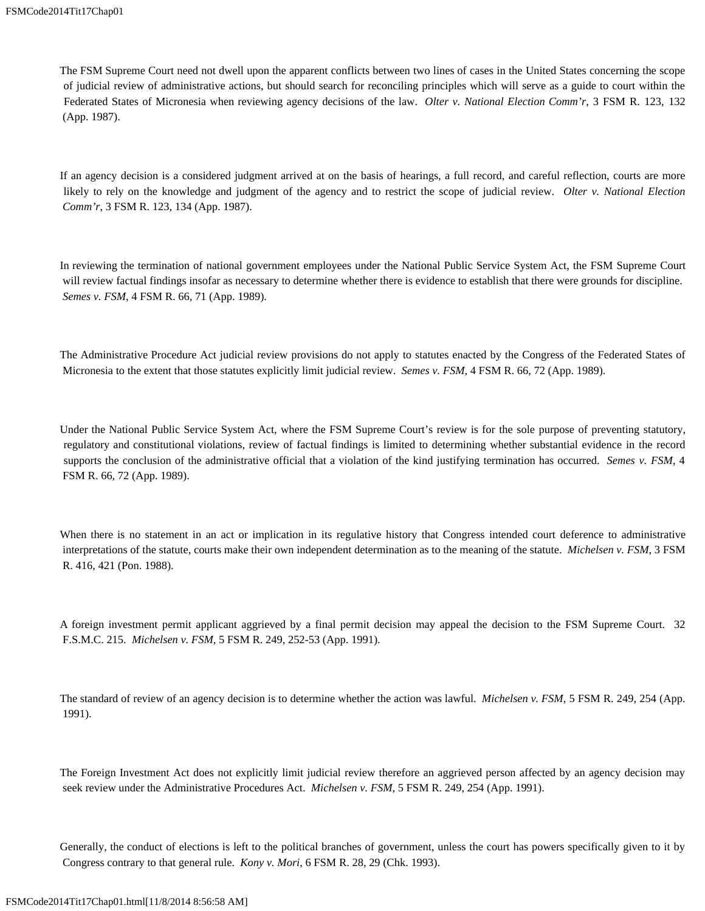The FSM Supreme Court need not dwell upon the apparent conflicts between two lines of cases in the United States concerning the scope of judicial review of administrative actions, but should search for reconciling principles which will serve as a guide to court within the Federated States of Micronesia when reviewing agency decisions of the law. *Olter v. National Election Comm'r*, 3 FSM R. 123, 132 (App. 1987).

If an agency decision is a considered judgment arrived at on the basis of hearings, a full record, and careful reflection, courts are more likely to rely on the knowledge and judgment of the agency and to restrict the scope of judicial review. *Olter v. National Election Comm'r*, 3 FSM R. 123, 134 (App. 1987).

In reviewing the termination of national government employees under the National Public Service System Act, the FSM Supreme Court will review factual findings insofar as necessary to determine whether there is evidence to establish that there were grounds for discipline. *Semes v. FSM*, 4 FSM R. 66, 71 (App. 1989).

The Administrative Procedure Act judicial review provisions do not apply to statutes enacted by the Congress of the Federated States of Micronesia to the extent that those statutes explicitly limit judicial review. *Semes v. FSM*, 4 FSM R. 66, 72 (App. 1989).

Under the National Public Service System Act, where the FSM Supreme Court's review is for the sole purpose of preventing statutory, regulatory and constitutional violations, review of factual findings is limited to determining whether substantial evidence in the record supports the conclusion of the administrative official that a violation of the kind justifying termination has occurred. *Semes v. FSM*, 4 FSM R. 66, 72 (App. 1989).

When there is no statement in an act or implication in its regulative history that Congress intended court deference to administrative interpretations of the statute, courts make their own independent determination as to the meaning of the statute. *Michelsen v. FSM*, 3 FSM R. 416, 421 (Pon. 1988).

A foreign investment permit applicant aggrieved by a final permit decision may appeal the decision to the FSM Supreme Court. 32 F.S.M.C. 215. *Michelsen v. FSM*, 5 FSM R. 249, 252-53 (App. 1991).

The standard of review of an agency decision is to determine whether the action was lawful. *Michelsen v. FSM*, 5 FSM R. 249, 254 (App. 1991).

The Foreign Investment Act does not explicitly limit judicial review therefore an aggrieved person affected by an agency decision may seek review under the Administrative Procedures Act. *Michelsen v. FSM*, 5 FSM R. 249, 254 (App. 1991).

Generally, the conduct of elections is left to the political branches of government, unless the court has powers specifically given to it by Congress contrary to that general rule. *Kony v. Mori*, 6 FSM R. 28, 29 (Chk. 1993).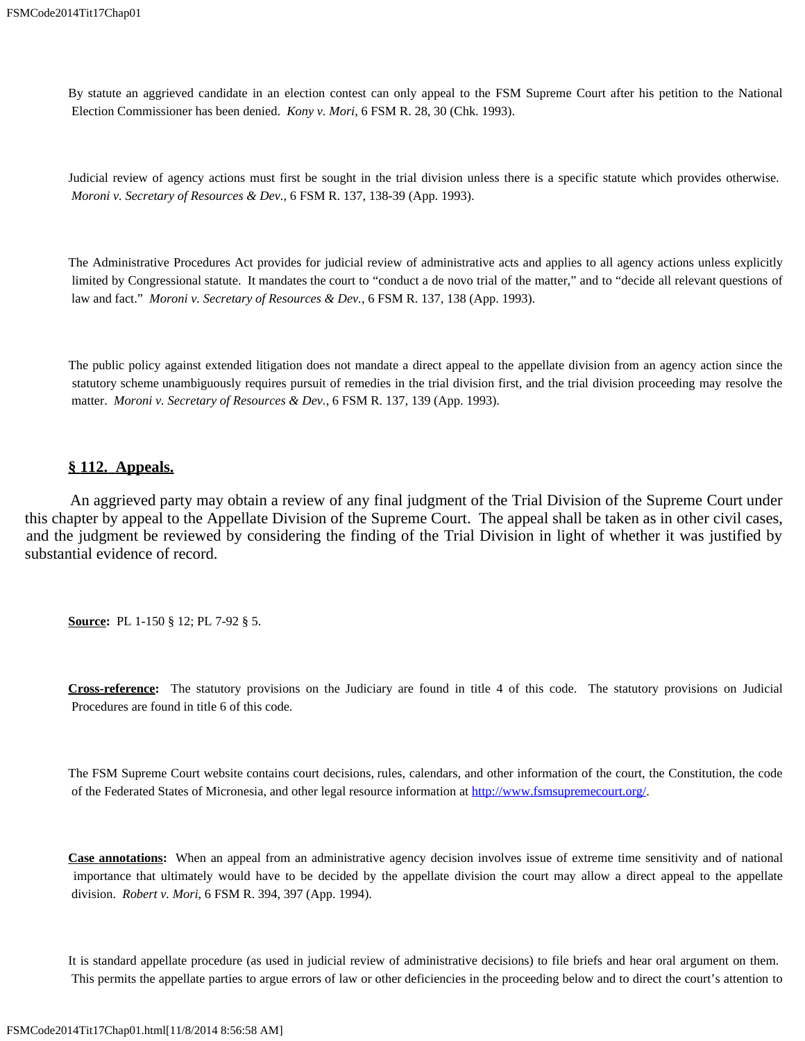By statute an aggrieved candidate in an election contest can only appeal to the FSM Supreme Court after his petition to the National Election Commissioner has been denied. *Kony v. Mori*, 6 FSM R. 28, 30 (Chk. 1993).

Judicial review of agency actions must first be sought in the trial division unless there is a specific statute which provides otherwise. *Moroni v. Secretary of Resources & Dev.*, 6 FSM R. 137, 138-39 (App. 1993).

The Administrative Procedures Act provides for judicial review of administrative acts and applies to all agency actions unless explicitly limited by Congressional statute. It mandates the court to "conduct a de novo trial of the matter," and to "decide all relevant questions of law and fact." *Moroni v. Secretary of Resources & Dev.*, 6 FSM R. 137, 138 (App. 1993).

The public policy against extended litigation does not mandate a direct appeal to the appellate division from an agency action since the statutory scheme unambiguously requires pursuit of remedies in the trial division first, and the trial division proceeding may resolve the matter. *Moroni v. Secretary of Resources & Dev.*, 6 FSM R. 137, 139 (App. 1993).

## § 112. Appeals.

An aggrieved party may obtain a review of any final judgment of the Trial Division of the Supreme Court under this chapter by appeal to the Appellate Division of the Supreme Court. The appeal shall be taken as in other civil cases, and the judgment be reviewed by considering the finding of the Trial Division in light of whether it was justified by substantial evidence of record.

**Source:** PL 1-150 § 12; PL 7-92 § 5.

**Cross-reference:** The statutory provisions on the Judiciary are found in title 4 of this code. The statutory provisions on Judicial Procedures are found in title 6 of this code.

The FSM Supreme Court website contains court decisions, rules, calendars, and other information of the court, the Constitution, the code of the Federated States of Micronesia, and other legal resource information at http://www.fsmsupremecourt.org/.

**Case annotations:** When an appeal from an administrative agency decision involves issue of extreme time sensitivity and of national importance that ultimately would have to be decided by the appellate division the court may allow a direct appeal to the appellate division. *Robert v. Mori*, 6 FSM R. 394, 397 (App. 1994).

It is standard appellate procedure (as used in judicial review of administrative decisions) to file briefs and hear oral argument on them. This permits the appellate parties to argue errors of law or other deficiencies in the proceeding below and to direct the court's attention to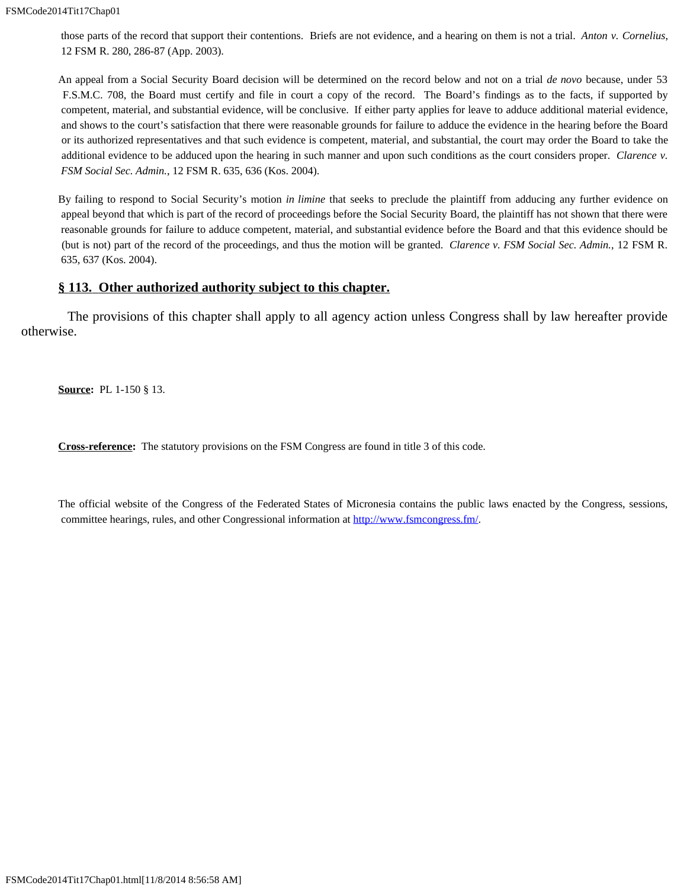those parts of the record that support their contentions. Briefs are not evidence, and a hearing on them is not a trial. *Anton v. Cornelius*, 12 FSM R. 280, 286-87 (App. 2003).

An appeal from a Social Security Board decision will be determined on the record below and not on a trial *de novo* because, under 53 F.S.M.C. 708, the Board must certify and file in court a copy of the record. The Board's findings as to the facts, if supported by competent, material, and substantial evidence, will be conclusive. If either party applies for leave to adduce additional material evidence, and shows to the court's satisfaction that there were reasonable grounds for failure to adduce the evidence in the hearing before the Board or its authorized representatives and that such evidence is competent, material, and substantial, the court may order the Board to take the additional evidence to be adduced upon the hearing in such manner and upon such conditions as the court considers proper. *Clarence v. FSM Social Sec. Admin.*, 12 FSM R. 635, 636 (Kos. 2004).

By failing to respond to Social Security's motion *in limine* that seeks to preclude the plaintiff from adducing any further evidence on appeal beyond that which is part of the record of proceedings before the Social Security Board, the plaintiff has not shown that there were reasonable grounds for failure to adduce competent, material, and substantial evidence before the Board and that this evidence should be (but is not) part of the record of the proceedings, and thus the motion will be granted. *Clarence v. FSM Social Sec. Admin.*, 12 FSM R. 635, 637 (Kos. 2004).

## § 113. Other authorized authority subject to this chapter.

The provisions of this chapter shall apply to all agency action unless Congress shall by law hereafter provide otherwise.

**Source:** PL 1-150 § 13.

**Cross-reference:** The statutory provisions on the FSM Congress are found in title 3 of this code.

The official website of the Congress of the Federated States of Micronesia contains the public laws enacted by the Congress, sessions, committee hearings, rules, and other Congressional information at http://www.fsmcongress.fm/.